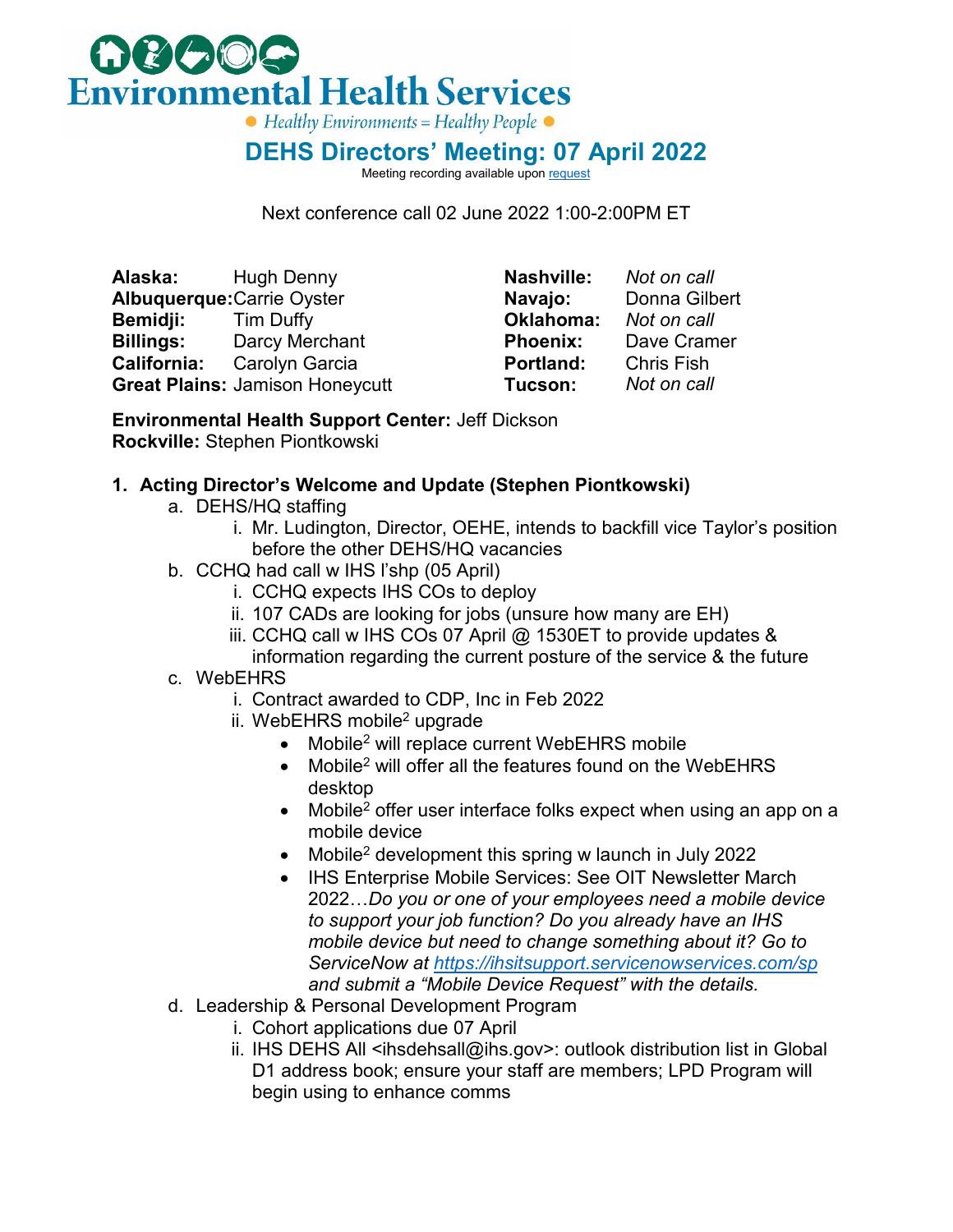# Environmental Health Services

Healthy Environments = Healthy People

## DEHS Directors' Meeting: 07 April 2022

Meeting recording available upon [request]

Next conference call 02 June 2022 1:00-2:00PM ET

**Alaska:** Hugh Denny
**Albuquerque:** Carrie Oyster
**Bemidji:** Tim Duffy
**Billings:** Darcy Merchant
**California:** Carolyn Garcia
**Great Plains:** Jamison Honeycutt
**Nashville:** *Not on call*
**Navajo:** Donna Gilbert
**Oklahoma:** *Not on call*
**Phoenix:** Dave Cramer
**Portland:** Chris Fish
**Tucson:** *Not on call*

**Environmental Health Support Center:** Jeff Dickson
**Rockville:** Stephen Piontkowski

1. **Acting Director's Welcome and Update (Stephen Piontkowski)**
   a. DEHS/HQ staffing
      i. Mr. Ludington, Director, OEHE, intends to backfill vice Taylor's position before the other DEHS/HQ vacancies
   b. CCHQ had call w IHS l'shp (05 April)
      i. CCHQ expects IHS COs to deploy
      ii. 107 CADs are looking for jobs (unsure how many are EH)
      iii. CCHQ call w IHS COs 07 April @ 1530ET to provide updates & information regarding the current posture of the service & the future
   c. WebEHRS
      i. Contract awarded to CDP, Inc in Feb 2022
      ii. WebEHRS mobile$^2$ upgrade
         - Mobile$^2$ will replace current WebEHRS mobile
         - Mobile$^2$ will offer all the features found on the WebEHRS desktop
         - Mobile$^2$ offer user interface folks expect when using an app on a mobile device
         - Mobile$^2$ development this spring w launch in July 2022
         - IHS Enterprise Mobile Services: See OIT Newsletter March 2022…*Do you or one of your employees need a mobile device to support your job function? Do you already have an IHS mobile device but need to change something about it? Go to ServiceNow at [https://ihsitsupport.servicenowservices.com/sp](https://ihsitsupport.servicenowservices.com/sp) and submit a "Mobile Device Request" with the details.*
   d. Leadership & Personal Development Program
      i. Cohort applications due 07 April
      ii. IHS DEHS All <ihsdehsall@ihs.gov>: outlook distribution list in Global D1 address book; ensure your staff are members; LPD Program will begin using to enhance comms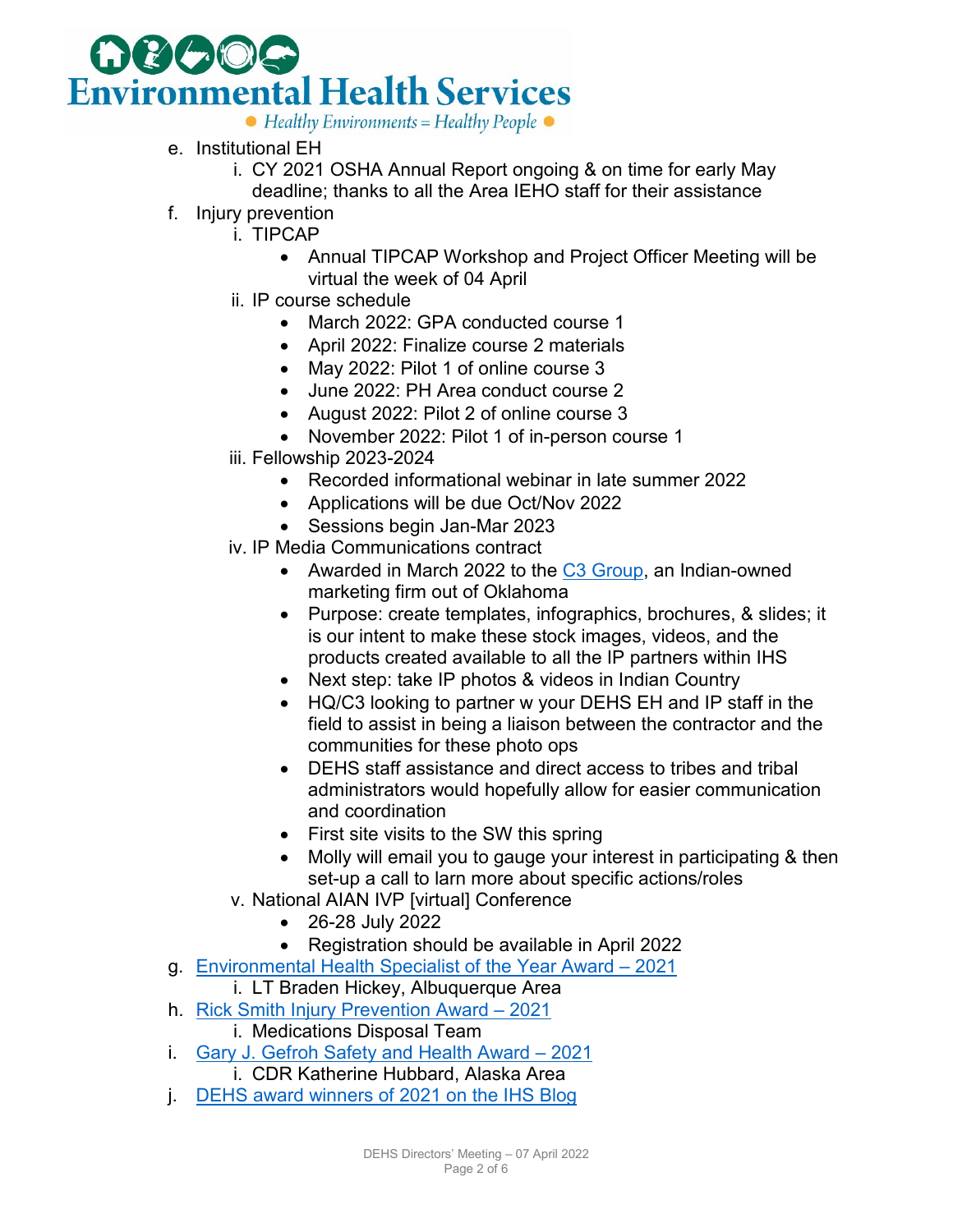e. Institutional EH
    i. CY 2021 OSHA Annual Report ongoing & on time for early May deadline; thanks to all the Area IEHO staff for their assistance

f. Injury prevention
    i. TIPCAP
        - Annual TIPCAP Workshop and Project Officer Meeting will be virtual the week of 04 April
    ii. IP course schedule
        - March 2022: GPA conducted course 1
        - April 2022: Finalize course 2 materials
        - May 2022: Pilot 1 of online course 3
        - June 2022: PH Area conduct course 2
        - August 2022: Pilot 2 of online course 3
        - November 2022: Pilot 1 of in-person course 1
    iii. Fellowship 2023-2024
        - Recorded informational webinar in late summer 2022
        - Applications will be due Oct/Nov 2022
        - Sessions begin Jan-Mar 2023
    iv. IP Media Communications contract
        - Awarded in March 2022 to the C3 Group, an Indian-owned marketing firm out of Oklahoma
        - Purpose: create templates, infographics, brochures, & slides; it is our intent to make these stock images, videos, and the products created available to all the IP partners within IHS
        - Next step: take IP photos & videos in Indian Country
        - HQ/C3 looking to partner w your DEHS EH and IP staff in the field to assist in being a liaison between the contractor and the communities for these photo ops
        - DEHS staff assistance and direct access to tribes and tribal administrators would hopefully allow for easier communication and coordination
        - First site visits to the SW this spring
        - Molly will email you to gauge your interest in participating & then set-up a call to larn more about specific actions/roles
    v. National AIAN IVP [virtual] Conference
        - 26-28 July 2022
        - Registration should be available in April 2022

g. Environmental Health Specialist of the Year Award – 2021
    i. LT Braden Hickey, Albuquerque Area

h. Rick Smith Injury Prevention Award – 2021
    i. Medications Disposal Team

i. Gary J. Gefroh Safety and Health Award – 2021
    i. CDR Katherine Hubbard, Alaska Area

j. DEHS award winners of 2021 on the IHS Blog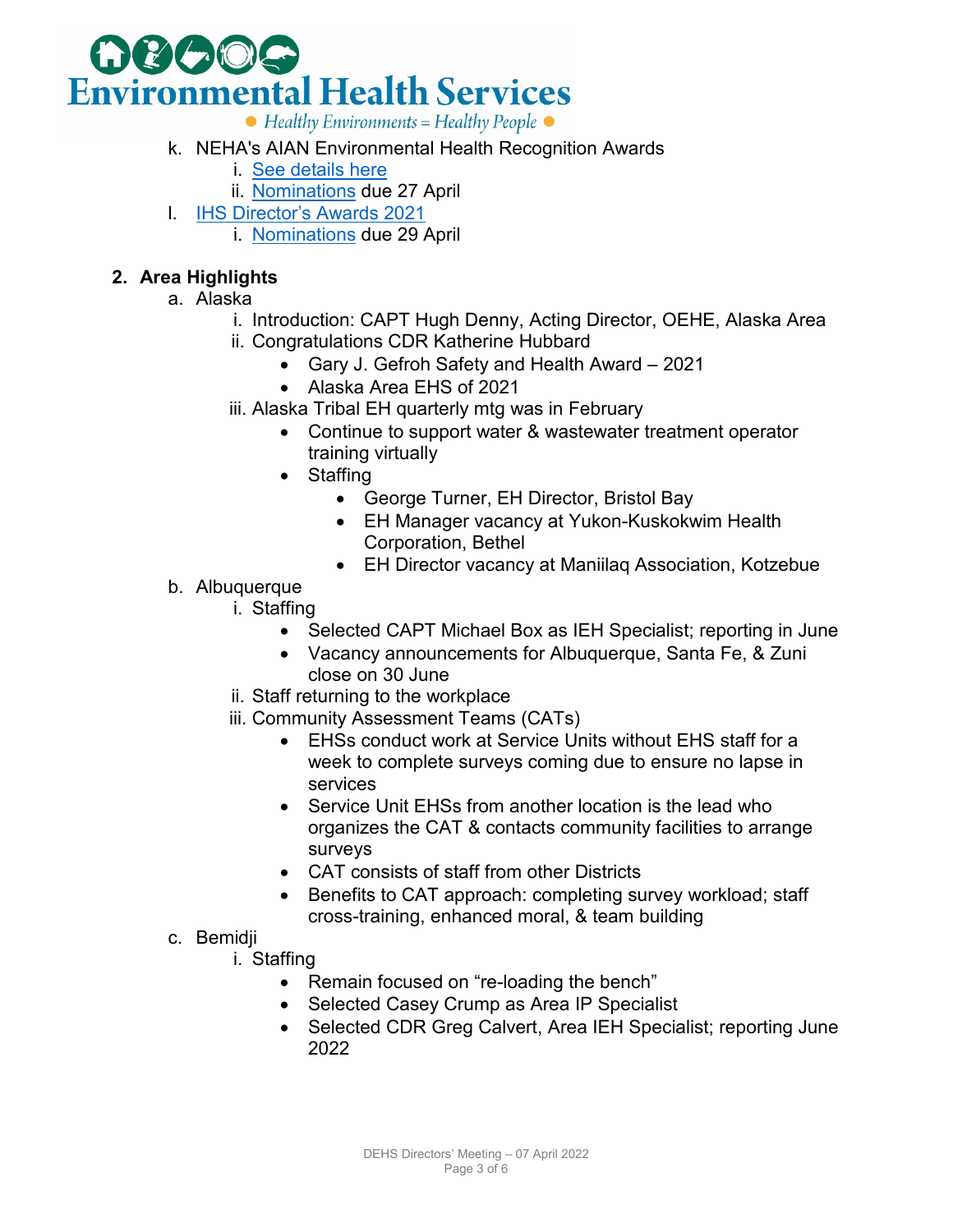k. NEHA's AIAN Environmental Health Recognition Awards
   i. See details here
   ii. Nominations due 27 April

l. IHS Director's Awards 2021
   i. Nominations due 29 April

## 2. Area Highlights

a. Alaska
   i. Introduction: CAPT Hugh Denny, Acting Director, OEHE, Alaska Area
   ii. Congratulations CDR Katherine Hubbard
      - Gary J. Gefroh Safety and Health Award – 2021
      - Alaska Area EHS of 2021
   iii. Alaska Tribal EH quarterly mtg was in February
      - Continue to support water & wastewater treatment operator training virtually
      - Staffing
         - George Turner, EH Director, Bristol Bay
         - EH Manager vacancy at Yukon-Kuskokwim Health Corporation, Bethel
         - EH Director vacancy at Maniilaq Association, Kotzebue

b. Albuquerque
   i. Staffing
      - Selected CAPT Michael Box as IEH Specialist; reporting in June
      - Vacancy announcements for Albuquerque, Santa Fe, & Zuni close on 30 June
   ii. Staff returning to the workplace
   iii. Community Assessment Teams (CATs)
      - EHSs conduct work at Service Units without EHS staff for a week to complete surveys coming due to ensure no lapse in services
      - Service Unit EHSs from another location is the lead who organizes the CAT & contacts community facilities to arrange surveys
      - CAT consists of staff from other Districts
      - Benefits to CAT approach: completing survey workload; staff cross-training, enhanced moral, & team building

c. Bemidji
   i. Staffing
      - Remain focused on "re-loading the bench"
      - Selected Casey Crump as Area IP Specialist
      - Selected CDR Greg Calvert, Area IEH Specialist; reporting June 2022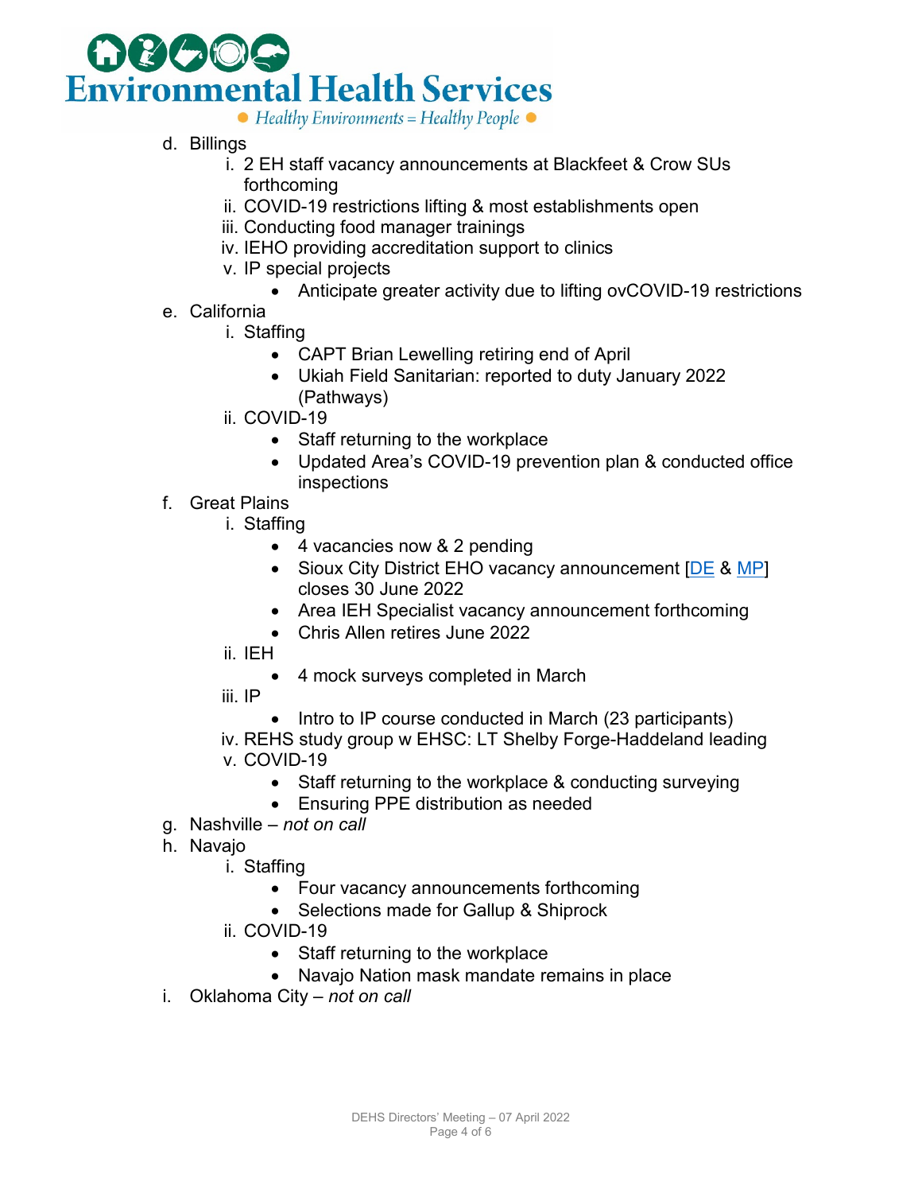d. Billings
    i. 2 EH staff vacancy announcements at Blackfeet & Crow SUs forthcoming
    ii. COVID-19 restrictions lifting & most establishments open
    iii. Conducting food manager trainings
    iv. IEHO providing accreditation support to clinics
    v. IP special projects
        - Anticipate greater activity due to lifting ovCOVID-19 restrictions

e. California
    i. Staffing
        - CAPT Brian Lewelling retiring end of April
        - Ukiah Field Sanitarian: reported to duty January 2022 (Pathways)
    ii. COVID-19
        - Staff returning to the workplace
        - Updated Area's COVID-19 prevention plan & conducted office inspections

f. Great Plains
    i. Staffing
        - 4 vacancies now & 2 pending
        - Sioux City District EHO vacancy announcement [DE & MP] closes 30 June 2022
        - Area IEH Specialist vacancy announcement forthcoming
        - Chris Allen retires June 2022
    ii. IEH
        - 4 mock surveys completed in March
    iii. IP
        - Intro to IP course conducted in March (23 participants)
    iv. REHS study group w EHSC: LT Shelby Forge-Haddeland leading
    v. COVID-19
        - Staff returning to the workplace & conducting surveying
        - Ensuring PPE distribution as needed

g. Nashville – *not on call*

h. Navajo
    i. Staffing
        - Four vacancy announcements forthcoming
        - Selections made for Gallup & Shiprock
    ii. COVID-19
        - Staff returning to the workplace
        - Navajo Nation mask mandate remains in place

i. Oklahoma City – *not on call*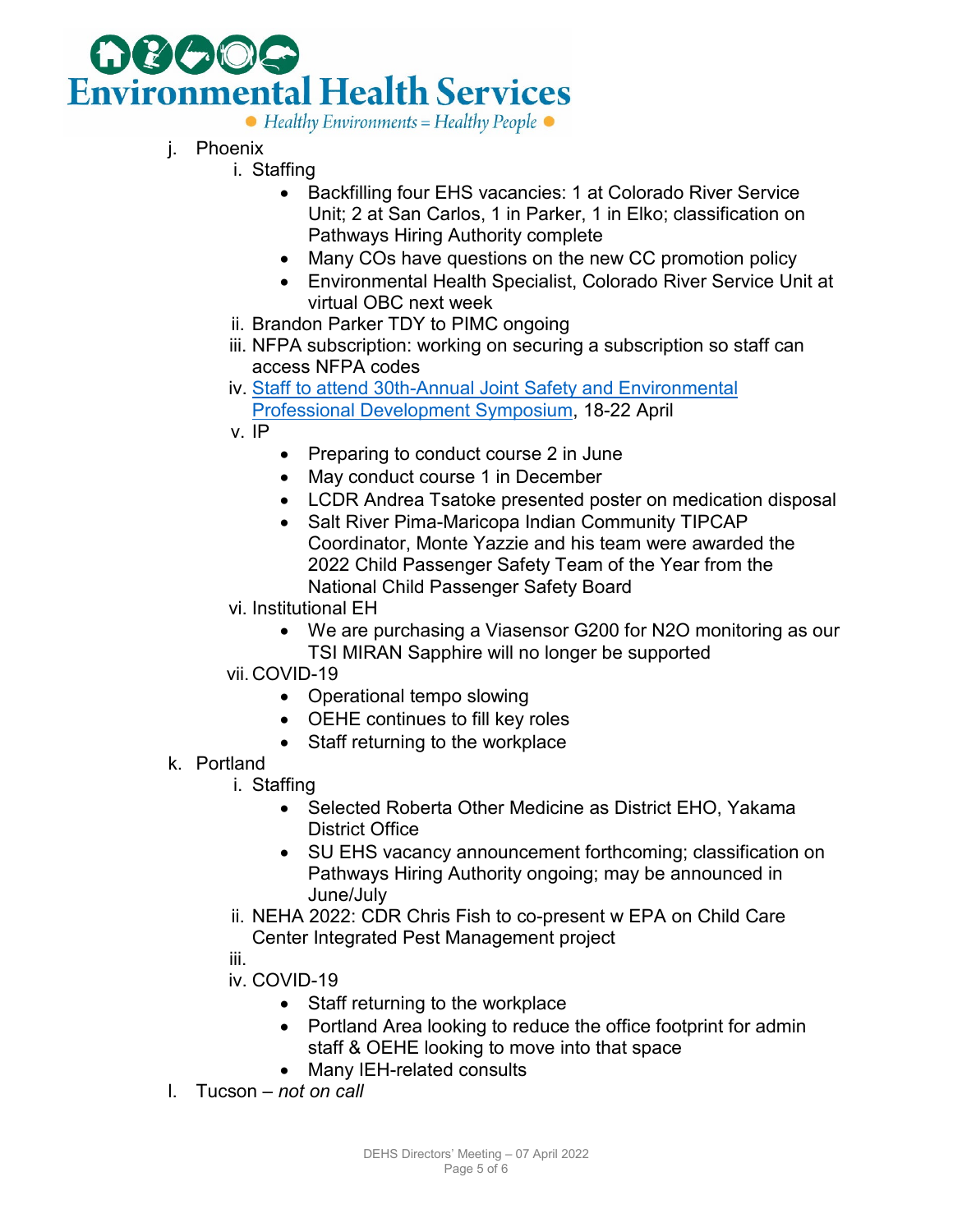j. Phoenix
   i. Staffing
      - Backfilling four EHS vacancies: 1 at Colorado River Service Unit; 2 at San Carlos, 1 in Parker, 1 in Elko; classification on Pathways Hiring Authority complete
      - Many COs have questions on the new CC promotion policy
      - Environmental Health Specialist, Colorado River Service Unit at virtual OBC next week
   ii. Brandon Parker TDY to PIMC ongoing
   iii. NFPA subscription: working on securing a subscription so staff can access NFPA codes
   iv. Staff to attend 30th-Annual Joint Safety and Environmental Professional Development Symposium, 18-22 April
   v. IP
      - Preparing to conduct course 2 in June
      - May conduct course 1 in December
      - LCDR Andrea Tsatoke presented poster on medication disposal
      - Salt River Pima-Maricopa Indian Community TIPCAP Coordinator, Monte Yazzie and his team were awarded the 2022 Child Passenger Safety Team of the Year from the National Child Passenger Safety Board
   vi. Institutional EH
      - We are purchasing a Viasensor G200 for $N_2O$ monitoring as our TSI MIRAN Sapphire will no longer be supported
   vii. COVID-19
      - Operational tempo slowing
      - OEHE continues to fill key roles
      - Staff returning to the workplace

k. Portland
   i. Staffing
      - Selected Roberta Other Medicine as District EHO, Yakama District Office
      - SU EHS vacancy announcement forthcoming; classification on Pathways Hiring Authority ongoing; may be announced in June/July
   ii. NEHA 2022: CDR Chris Fish to co-present w EPA on Child Care Center Integrated Pest Management project
   iii.
   iv. COVID-19
      - Staff returning to the workplace
      - Portland Area looking to reduce the office footprint for admin staff & OEHE looking to move into that space
      - Many IEH-related consults

l. Tucson – *not on call*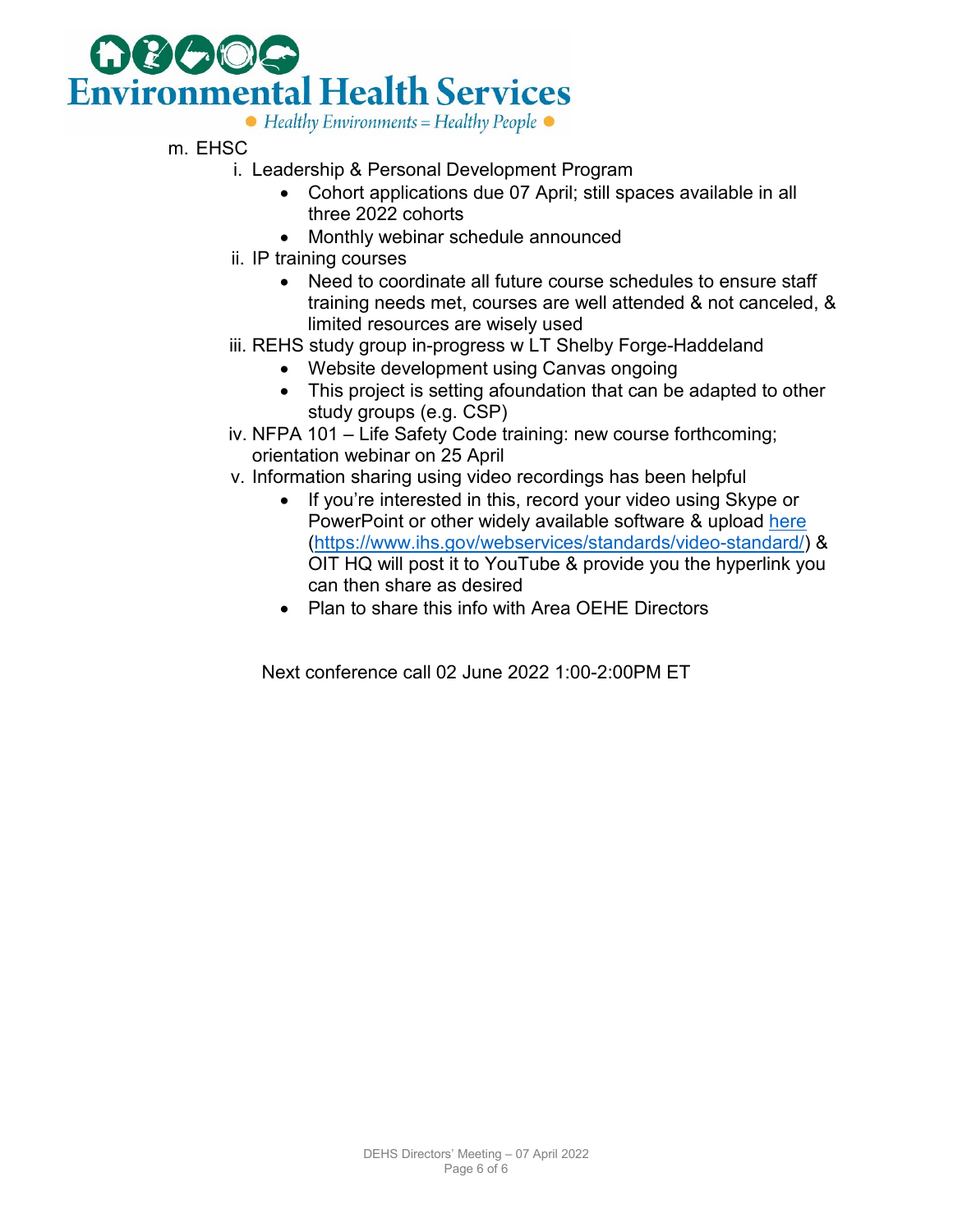m. EHSC

i. Leadership & Personal Development Program
   - Cohort applications due 07 April; still spaces available in all three 2022 cohorts
   - Monthly webinar schedule announced

ii. IP training courses
   - Need to coordinate all future course schedules to ensure staff training needs met, courses are well attended & not canceled, & limited resources are wisely used

iii. REHS study group in-progress w LT Shelby Forge-Haddeland
   - Website development using Canvas ongoing
   - This project is setting afoundation that can be adapted to other study groups (e.g. CSP)

iv. NFPA 101 – Life Safety Code training: new course forthcoming; orientation webinar on 25 April

v. Information sharing using video recordings has been helpful
   - If you're interested in this, record your video using Skype or PowerPoint or other widely available software & upload [here](https://www.ihs.gov/webservices/standards/video-standard/) (https://www.ihs.gov/webservices/standards/video-standard/) & OIT HQ will post it to YouTube & provide you the hyperlink you can then share as desired
   - Plan to share this info with Area OEHE Directors

Next conference call 02 June 2022 1:00-2:00PM ET